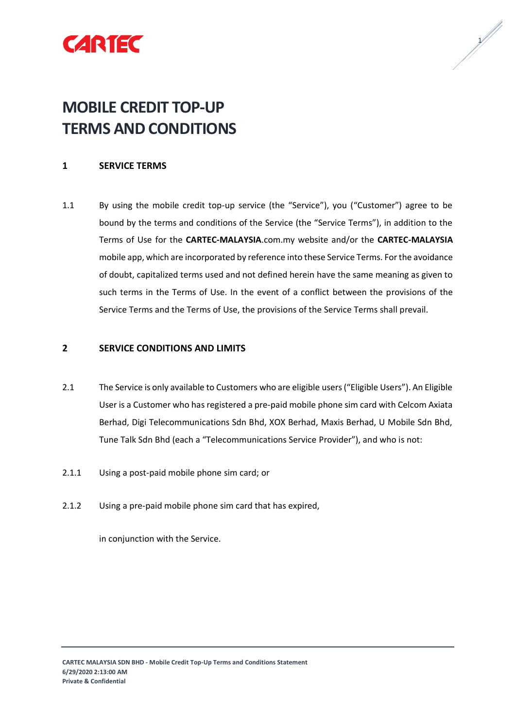# MOBILE CREDIT TOP-UP TERMS AND CONDITIONS

## 1 SERVICE TERMS

1.1 By using the mobile credit top-up service (the "Service"), you ("Customer") agree to be bound by the terms and conditions of the Service (the "Service Terms"), in addition to the Terms of Use for the **CARTEC-MALAYSIA**.com.my website and/or the **CARTEC-MALAYSIA** mobile app, which are incorporated by reference into these Service Terms. For the avoidance of doubt, capitalized terms used and not defined herein have the same meaning as given to such terms in the Terms of Use. In the event of a conflict between the provisions of the Service Terms and the Terms of Use, the provisions of the Service Terms shall prevail.

## 2 SERVICE CONDITIONS AND LIMITS

2.1 The Service is only available to Customers who are eligible users ("Eligible Users"). An Eligible User is a Customer who has registered a pre-paid mobile phone sim card with Celcom Axiata Berhad, Digi Telecommunications Sdn Bhd, XOX Berhad, Maxis Berhad, U Mobile Sdn Bhd, Tune Talk Sdn Bhd (each a "Telecommunications Service Provider"), and who is not:

2.1.1 Using a post-paid mobile phone sim card; or

2.1.2 Using a pre-paid mobile phone sim card that has expired,

in conjunction with the Service.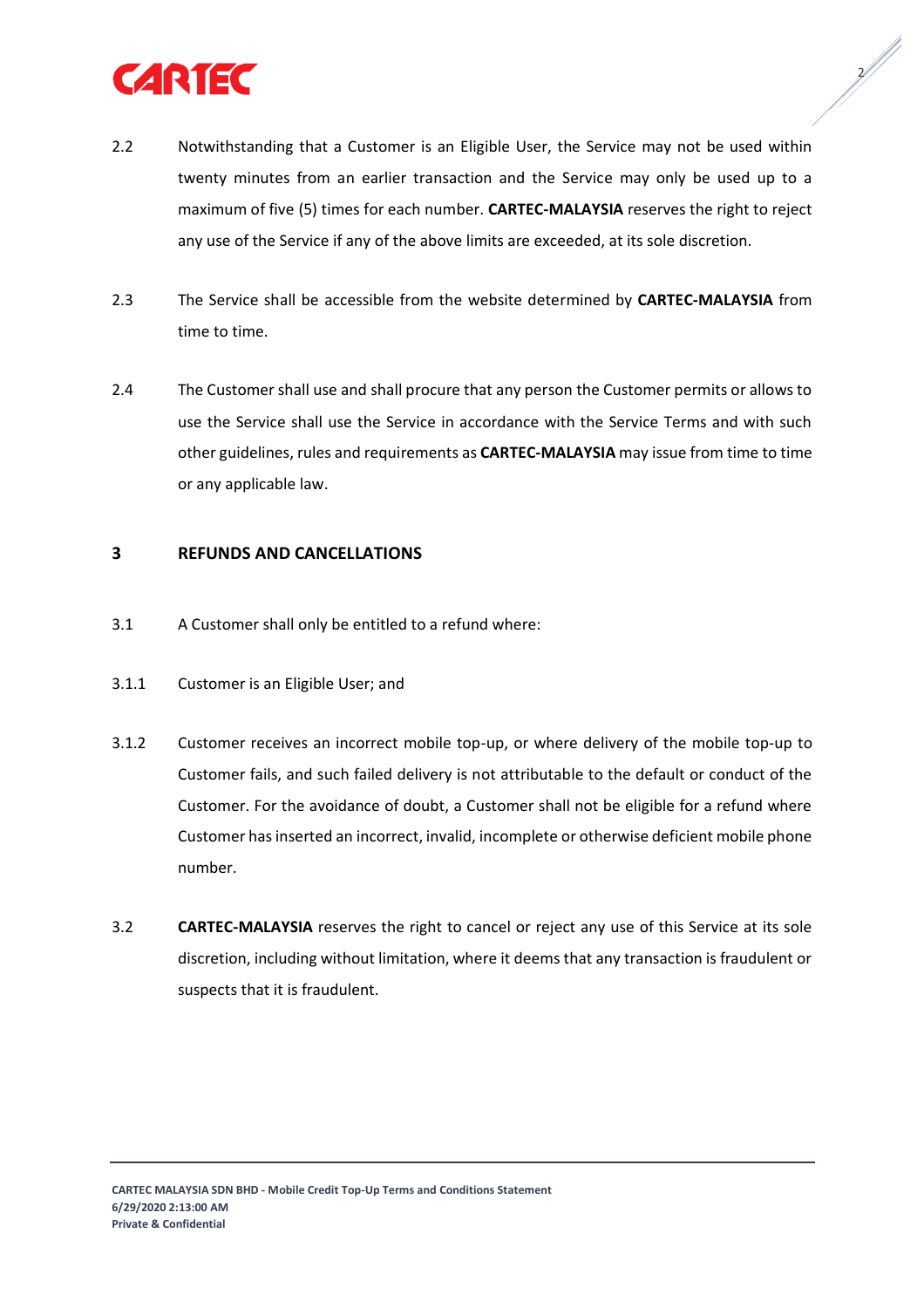2.2 Notwithstanding that a Customer is an Eligible User, the Service may not be used within twenty minutes from an earlier transaction and the Service may only be used up to a maximum of five (5) times for each number. **CARTEC-MALAYSIA** reserves the right to reject any use of the Service if any of the above limits are exceeded, at its sole discretion.

2.3 The Service shall be accessible from the website determined by **CARTEC-MALAYSIA** from time to time.

2.4 The Customer shall use and shall procure that any person the Customer permits or allows to use the Service shall use the Service in accordance with the Service Terms and with such other guidelines, rules and requirements as **CARTEC-MALAYSIA** may issue from time to time or any applicable law.

## 3 REFUNDS AND CANCELLATIONS

3.1 A Customer shall only be entitled to a refund where:

3.1.1 Customer is an Eligible User; and

3.1.2 Customer receives an incorrect mobile top-up, or where delivery of the mobile top-up to Customer fails, and such failed delivery is not attributable to the default or conduct of the Customer. For the avoidance of doubt, a Customer shall not be eligible for a refund where Customer has inserted an incorrect, invalid, incomplete or otherwise deficient mobile phone number.

3.2 **CARTEC-MALAYSIA** reserves the right to cancel or reject any use of this Service at its sole discretion, including without limitation, where it deems that any transaction is fraudulent or suspects that it is fraudulent.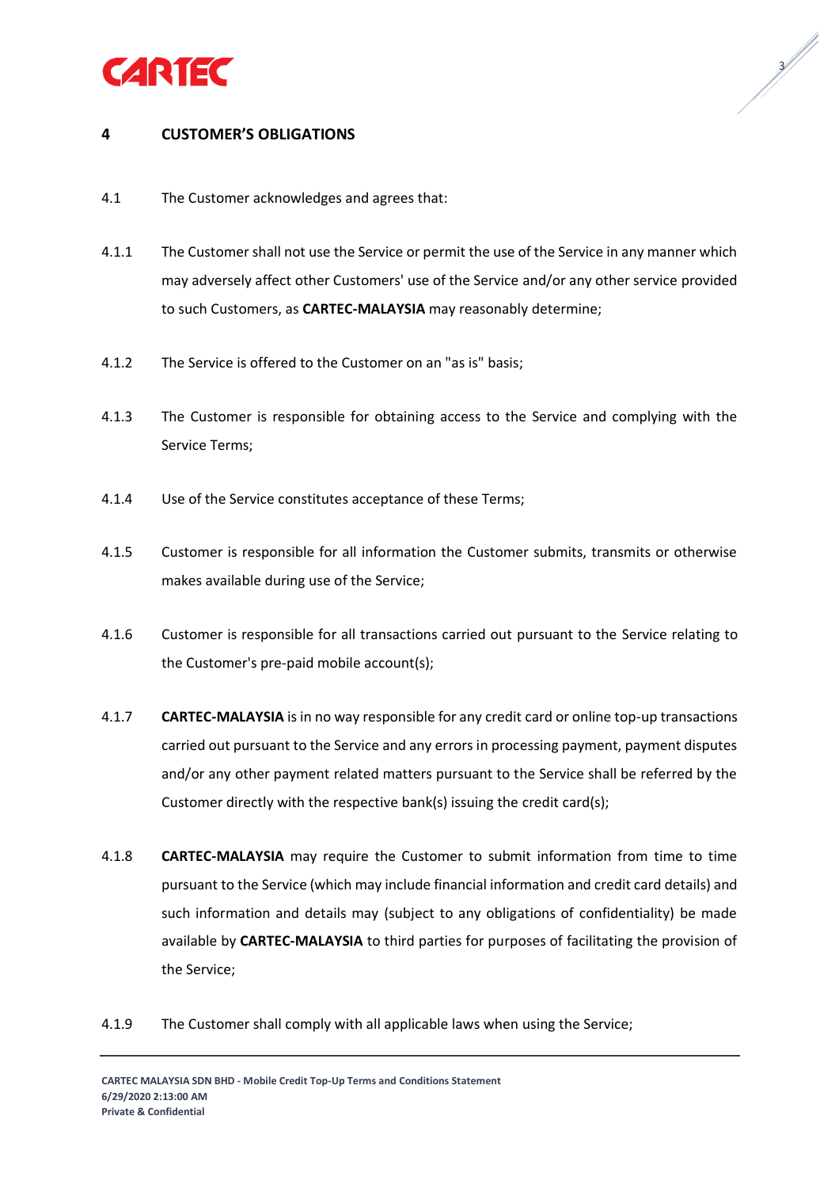## 4 CUSTOMER'S OBLIGATIONS

4.1 The Customer acknowledges and agrees that:

4.1.1 The Customer shall not use the Service or permit the use of the Service in any manner which may adversely affect other Customers' use of the Service and/or any other service provided to such Customers, as **CARTEC-MALAYSIA** may reasonably determine;

4.1.2 The Service is offered to the Customer on an "as is" basis;

4.1.3 The Customer is responsible for obtaining access to the Service and complying with the Service Terms;

4.1.4 Use of the Service constitutes acceptance of these Terms;

4.1.5 Customer is responsible for all information the Customer submits, transmits or otherwise makes available during use of the Service;

4.1.6 Customer is responsible for all transactions carried out pursuant to the Service relating to the Customer's pre-paid mobile account(s);

4.1.7 **CARTEC-MALAYSIA** is in no way responsible for any credit card or online top-up transactions carried out pursuant to the Service and any errors in processing payment, payment disputes and/or any other payment related matters pursuant to the Service shall be referred by the Customer directly with the respective bank(s) issuing the credit card(s);

4.1.8 **CARTEC-MALAYSIA** may require the Customer to submit information from time to time pursuant to the Service (which may include financial information and credit card details) and such information and details may (subject to any obligations of confidentiality) be made available by **CARTEC-MALAYSIA** to third parties for purposes of facilitating the provision of the Service;

4.1.9 The Customer shall comply with all applicable laws when using the Service;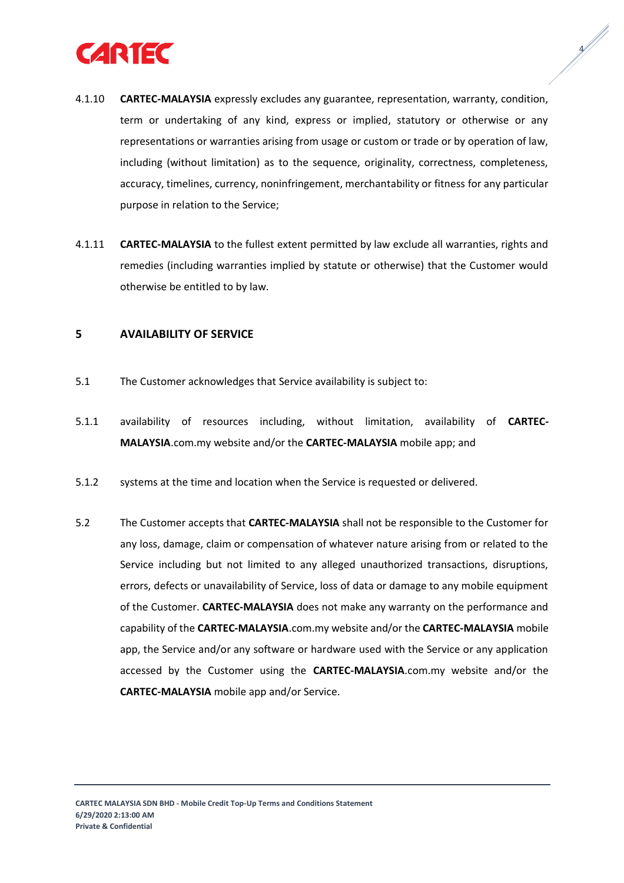4.1.10 **CARTEC-MALAYSIA** expressly excludes any guarantee, representation, warranty, condition, term or undertaking of any kind, express or implied, statutory or otherwise or any representations or warranties arising from usage or custom or trade or by operation of law, including (without limitation) as to the sequence, originality, correctness, completeness, accuracy, timelines, currency, noninfringement, merchantability or fitness for any particular purpose in relation to the Service;

4.1.11 **CARTEC-MALAYSIA** to the fullest extent permitted by law exclude all warranties, rights and remedies (including warranties implied by statute or otherwise) that the Customer would otherwise be entitled to by law.

## 5 AVAILABILITY OF SERVICE

5.1 The Customer acknowledges that Service availability is subject to:

5.1.1 availability of resources including, without limitation, availability of **CARTEC-MALAYSIA**.com.my website and/or the **CARTEC-MALAYSIA** mobile app; and

5.1.2 systems at the time and location when the Service is requested or delivered.

5.2 The Customer accepts that **CARTEC-MALAYSIA** shall not be responsible to the Customer for any loss, damage, claim or compensation of whatever nature arising from or related to the Service including but not limited to any alleged unauthorized transactions, disruptions, errors, defects or unavailability of Service, loss of data or damage to any mobile equipment of the Customer. **CARTEC-MALAYSIA** does not make any warranty on the performance and capability of the **CARTEC-MALAYSIA**.com.my website and/or the **CARTEC-MALAYSIA** mobile app, the Service and/or any software or hardware used with the Service or any application accessed by the Customer using the **CARTEC-MALAYSIA**.com.my website and/or the **CARTEC-MALAYSIA** mobile app and/or Service.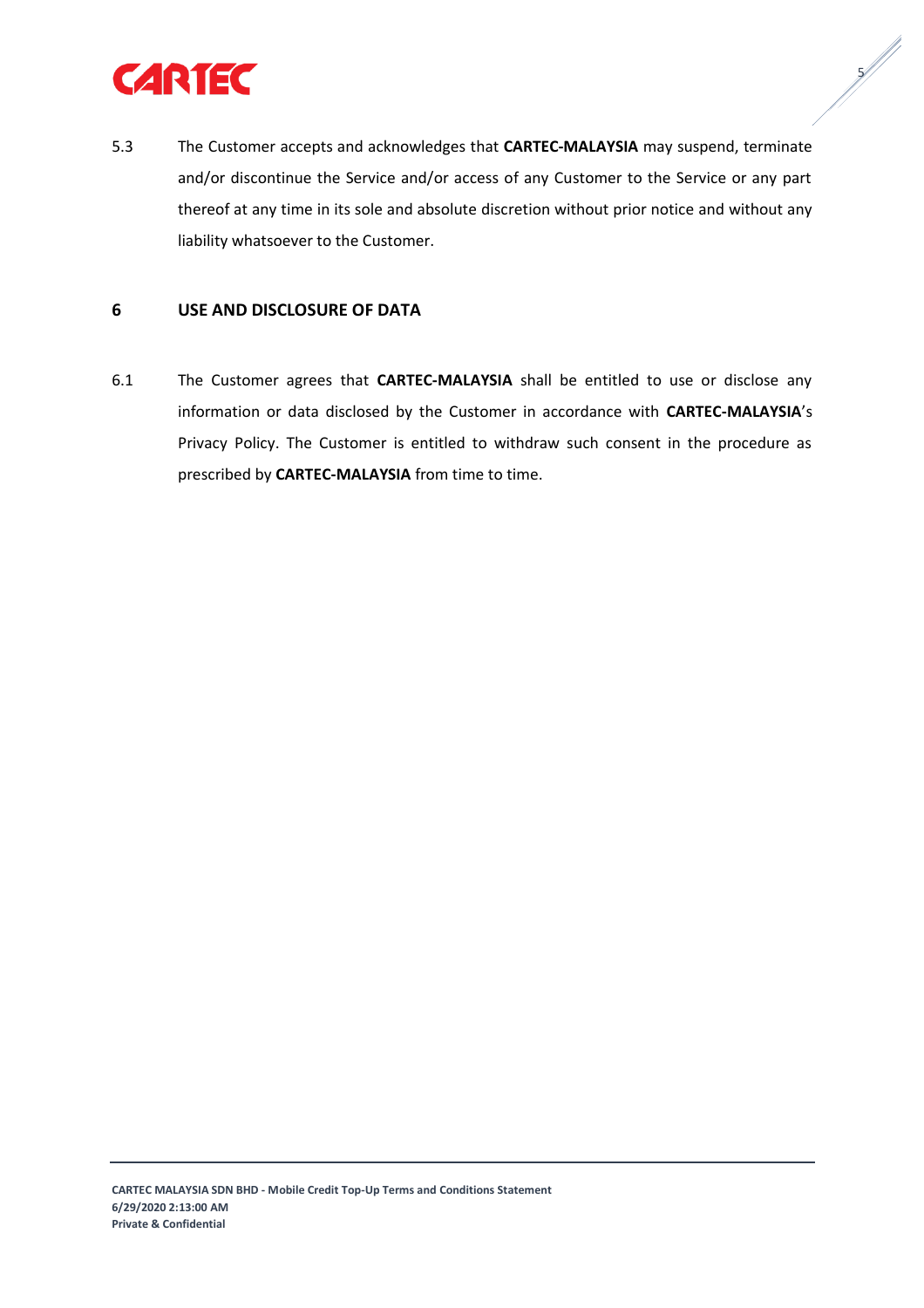5.3 The Customer accepts and acknowledges that **CARTEC-MALAYSIA** may suspend, terminate and/or discontinue the Service and/or access of any Customer to the Service or any part thereof at any time in its sole and absolute discretion without prior notice and without any liability whatsoever to the Customer.

## 6 USE AND DISCLOSURE OF DATA

6.1 The Customer agrees that **CARTEC-MALAYSIA** shall be entitled to use or disclose any information or data disclosed by the Customer in accordance with **CARTEC-MALAYSIA**'s Privacy Policy. The Customer is entitled to withdraw such consent in the procedure as prescribed by **CARTEC-MALAYSIA** from time to time.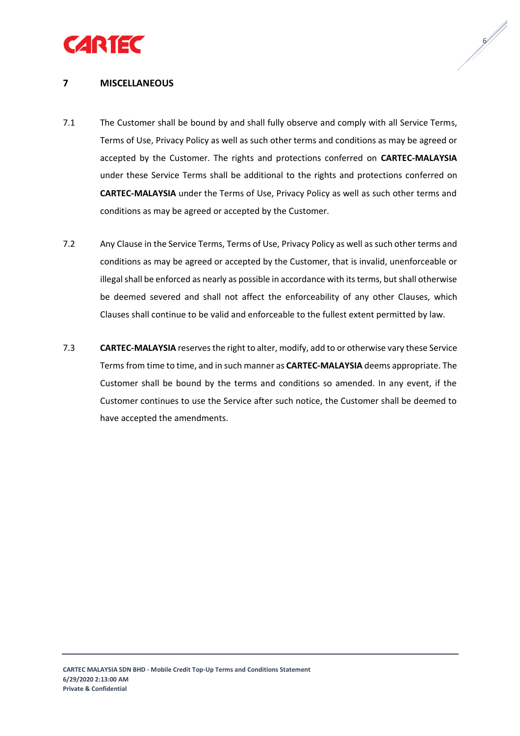## 7 MISCELLANEOUS

7.1 The Customer shall be bound by and shall fully observe and comply with all Service Terms, Terms of Use, Privacy Policy as well as such other terms and conditions as may be agreed or accepted by the Customer. The rights and protections conferred on **CARTEC-MALAYSIA** under these Service Terms shall be additional to the rights and protections conferred on **CARTEC-MALAYSIA** under the Terms of Use, Privacy Policy as well as such other terms and conditions as may be agreed or accepted by the Customer.

7.2 Any Clause in the Service Terms, Terms of Use, Privacy Policy as well as such other terms and conditions as may be agreed or accepted by the Customer, that is invalid, unenforceable or illegal shall be enforced as nearly as possible in accordance with its terms, but shall otherwise be deemed severed and shall not affect the enforceability of any other Clauses, which Clauses shall continue to be valid and enforceable to the fullest extent permitted by law.

7.3 **CARTEC-MALAYSIA** reserves the right to alter, modify, add to or otherwise vary these Service Terms from time to time, and in such manner as **CARTEC-MALAYSIA** deems appropriate. The Customer shall be bound by the terms and conditions so amended. In any event, if the Customer continues to use the Service after such notice, the Customer shall be deemed to have accepted the amendments.